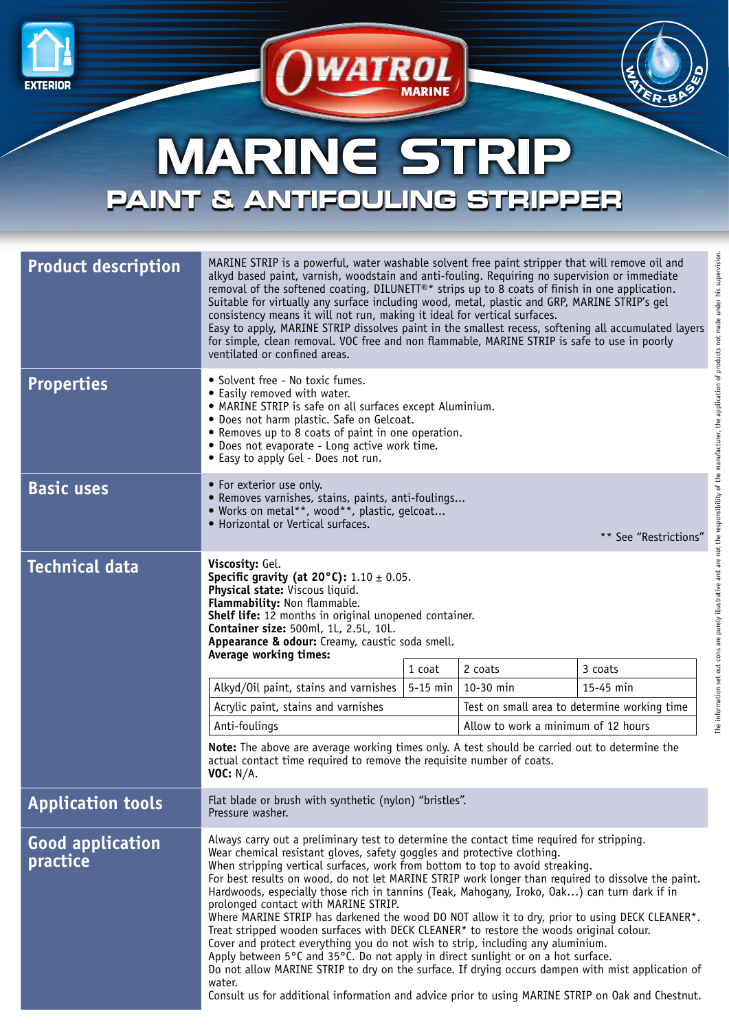EXTERIOR

OWATROL MARINE

WATER-BASED

# MARINE STRIP

## PAINT & ANTIFOULING STRIPPER

## Product description

MARINE STRIP is a powerful, water washable solvent free paint stripper that will remove oil and alkyd based paint, varnish, woodstain and anti-fouling. Requiring no supervision or immediate removal of the softened coating, DILUNETT®* strips up to 8 coats of finish in one application. Suitable for virtually any surface including wood, metal, plastic and GRP, MARINE STRIP's gel consistency means it will not run, making it ideal for vertical surfaces.
Easy to apply, MARINE STRIP dissolves paint in the smallest recess, softening all accumulated layers for simple, clean removal. VOC free and non flammable, MARINE STRIP is safe to use in poorly ventilated or confined areas.

## Properties

- Solvent free - No toxic fumes.
- Easily removed with water.
- MARINE STRIP is safe on all surfaces except Aluminium.
- Does not harm plastic. Safe on Gelcoat.
- Removes up to 8 coats of paint in one operation.
- Does not evaporate - Long active work time.
- Easy to apply Gel - Does not run.

## Basic uses

- For exterior use only.
- Removes varnishes, stains, paints, anti-foulings...
- Works on metal**, wood**, plastic, gelcoat...
- Horizontal or Vertical surfaces.

** See "Restrictions"

## Technical data

**Viscosity:** Gel.
**Specific gravity (at 20°C):** 1.10 ± 0.05.
**Physical state:** Viscous liquid.
**Flammability:** Non flammable.
**Shelf life:** 12 months in original unopened container.
**Container size:** 500ml, 1L, 2.5L, 10L.
**Appearance & odour:** Creamy, caustic soda smell.
**Average working times:**

| | 1 coat | 2 coats | 3 coats |
|---|---|---|---|
| Alkyd/Oil paint, stains and varnishes | 5-15 min | 10-30 min | 15-45 min |
| Acrylic paint, stains and varnishes | | Test on small area to determine working time | |
| Anti-foulings | | Allow to work a minimum of 12 hours | |

**Note:** The above are average working times only. A test should be carried out to determine the actual contact time required to remove the requisite number of coats.
**VOC:** N/A.

## Application tools

Flat blade or brush with synthetic (nylon) "bristles".
Pressure washer.

## Good application practice

Always carry out a preliminary test to determine the contact time required for stripping.
Wear chemical resistant gloves, safety goggles and protective clothing.
When stripping vertical surfaces, work from bottom to top to avoid streaking.
For best results on wood, do not let MARINE STRIP work longer than required to dissolve the paint. Hardwoods, especially those rich in tannins (Teak, Mahogany, Iroko, Oak…) can turn dark if in prolonged contact with MARINE STRIP.
Where MARINE STRIP has darkened the wood DO NOT allow it to dry, prior to using DECK CLEANER*.
Treat stripped wooden surfaces with DECK CLEANER* to restore the woods original colour.
Cover and protect everything you do not wish to strip, including any aluminium.
Apply between 5°C and 35°C. Do not apply in direct sunlight or on a hot surface.
Do not allow MARINE STRIP to dry on the surface. If drying occurs dampen with mist application of water.
Consult us for additional information and advice prior to using MARINE STRIP on Oak and Chestnut.

The information set out cons are purely illustrative and are not the responsibility of the manufacturer, the application of products not made under his supervision.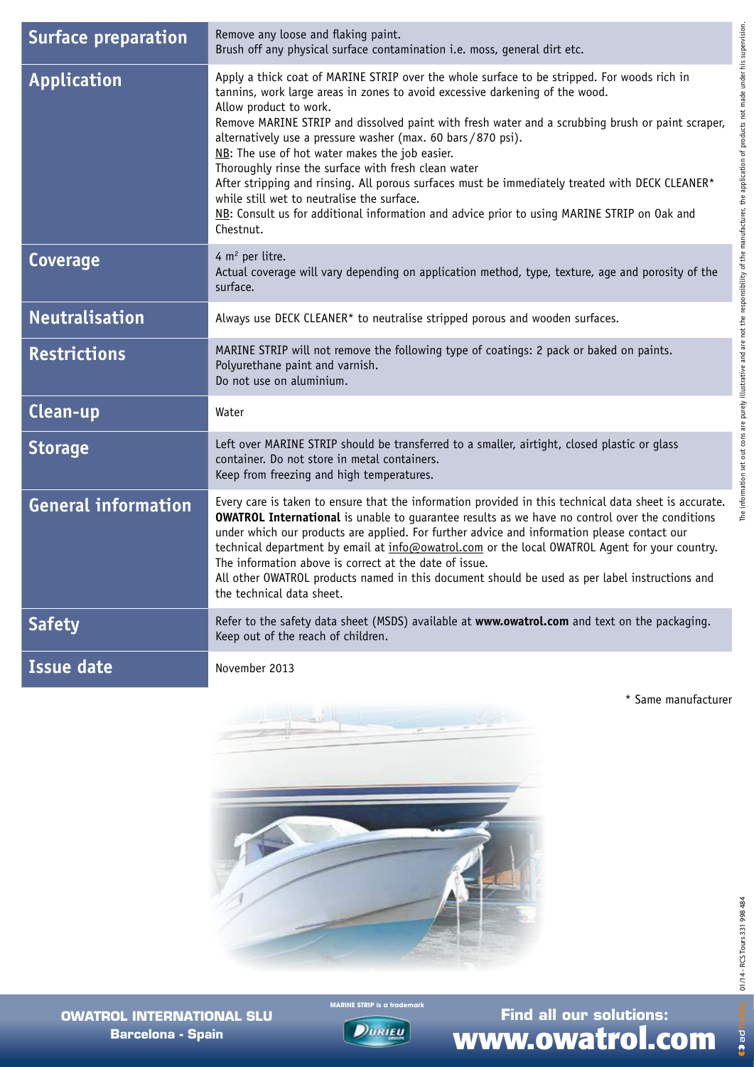| | |
|---|---|
| **Surface preparation** | Remove any loose and flaking paint.<br>Brush off any physical surface contamination i.e. moss, general dirt etc. |
| **Application** | Apply a thick coat of MARINE STRIP over the whole surface to be stripped. For woods rich in tannins, work large areas in zones to avoid excessive darkening of the wood.<br>Allow product to work.<br>Remove MARINE STRIP and dissolved paint with fresh water and a scrubbing brush or paint scraper, alternatively use a pressure washer (max. 60 bars / 870 psi).<br>NB: The use of hot water makes the job easier.<br>Thoroughly rinse the surface with fresh clean water<br>After stripping and rinsing. All porous surfaces must be immediately treated with DECK CLEANER* while still wet to neutralise the surface.<br>NB: Consult us for additional information and advice prior to using MARINE STRIP on Oak and Chestnut. |
| **Coverage** | 4 $m^2$ per litre.<br>Actual coverage will vary depending on application method, type, texture, age and porosity of the surface. |
| **Neutralisation** | Always use DECK CLEANER* to neutralise stripped porous and wooden surfaces. |
| **Restrictions** | MARINE STRIP will not remove the following type of coatings: 2 pack or baked on paints.<br>Polyurethane paint and varnish.<br>Do not use on aluminium. |
| **Clean-up** | Water |
| **Storage** | Left over MARINE STRIP should be transferred to a smaller, airtight, closed plastic or glass container. Do not store in metal containers.<br>Keep from freezing and high temperatures. |
| **General information** | Every care is taken to ensure that the information provided in this technical data sheet is accurate. **OWATROL International** is unable to guarantee results as we have no control over the conditions under which our products are applied. For further advice and information please contact our technical department by email at info@owatrol.com or the local OWATROL Agent for your country.<br>The information above is correct at the date of issue.<br>All other OWATROL products named in this document should be used as per label instructions and the technical data sheet. |
| **Safety** | Refer to the safety data sheet (MSDS) available at **www.owatrol.com** and text on the packaging.<br>Keep out of the reach of children. |
| **Issue date** | November 2013 |

\* Same manufacturer

The information set out cons are purely illustrative and are not the responsibility of the manufacturer, the application of products not made under his supervision.

**OWATROL INTERNATIONAL SLU**
**Barcelona - Spain**

MARINE STRIP is a trademark

**Find all our solutions:**
**www.owatrol.com**

01/14 - RCS Tours 331 998 484